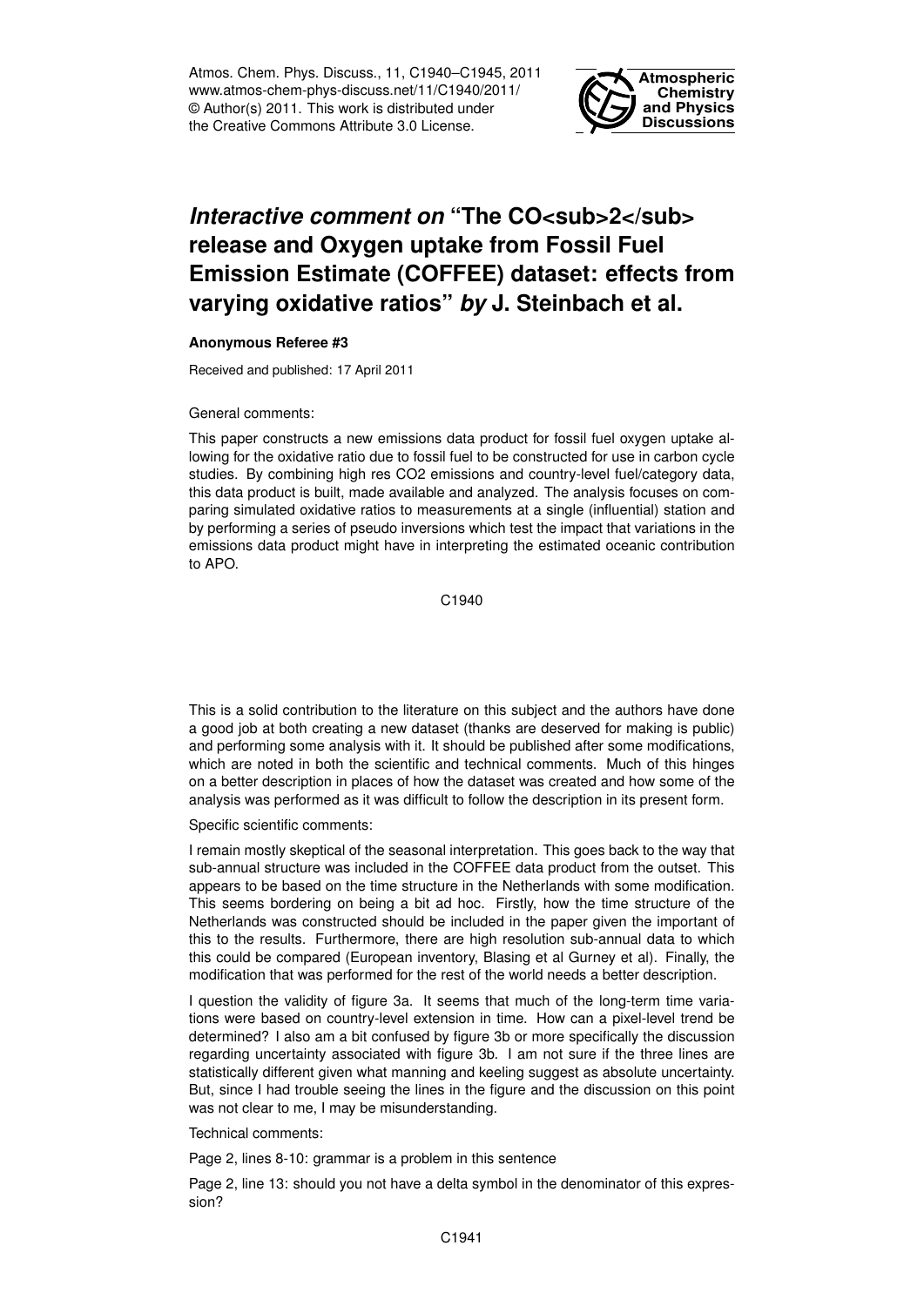# *Interactive comment on* "The CO<sub>2</sub> release and Oxygen uptake from Fossil Fuel Emission Estimate (COFFEE) dataset: effects from varying oxidative ratios" *by* J. Steinbach et al.

**Anonymous Referee #3**

Received and published: 17 April 2011

General comments:

This paper constructs a new emissions data product for fossil fuel oxygen uptake allowing for the oxidative ratio due to fossil fuel to be constructed for use in carbon cycle studies. By combining high res CO2 emissions and country-level fuel/category data, this data product is built, made available and analyzed. The analysis focuses on comparing simulated oxidative ratios to measurements at a single (influential) station and by performing a series of pseudo inversions which test the impact that variations in the emissions data product might have in interpreting the estimated oceanic contribution to APO.

This is a solid contribution to the literature on this subject and the authors have done a good job at both creating a new dataset (thanks are deserved for making is public) and performing some analysis with it. It should be published after some modifications, which are noted in both the scientific and technical comments. Much of this hinges on a better description in places of how the dataset was created and how some of the analysis was performed as it was difficult to follow the description in its present form.

Specific scientific comments:

I remain mostly skeptical of the seasonal interpretation. This goes back to the way that sub-annual structure was included in the COFFEE data product from the outset. This appears to be based on the time structure in the Netherlands with some modification. This seems bordering on being a bit ad hoc. Firstly, how the time structure of the Netherlands was constructed should be included in the paper given the important of this to the results. Furthermore, there are high resolution sub-annual data to which this could be compared (European inventory, Blasing et al Gurney et al). Finally, the modification that was performed for the rest of the world needs a better description.

I question the validity of figure 3a. It seems that much of the long-term time variations were based on country-level extension in time. How can a pixel-level trend be determined? I also am a bit confused by figure 3b or more specifically the discussion regarding uncertainty associated with figure 3b. I am not sure if the three lines are statistically different given what manning and keeling suggest as absolute uncertainty. But, since I had trouble seeing the lines in the figure and the discussion on this point was not clear to me, I may be misunderstanding.

Technical comments:

Page 2, lines 8-10: grammar is a problem in this sentence

Page 2, line 13: should you not have a delta symbol in the denominator of this expression?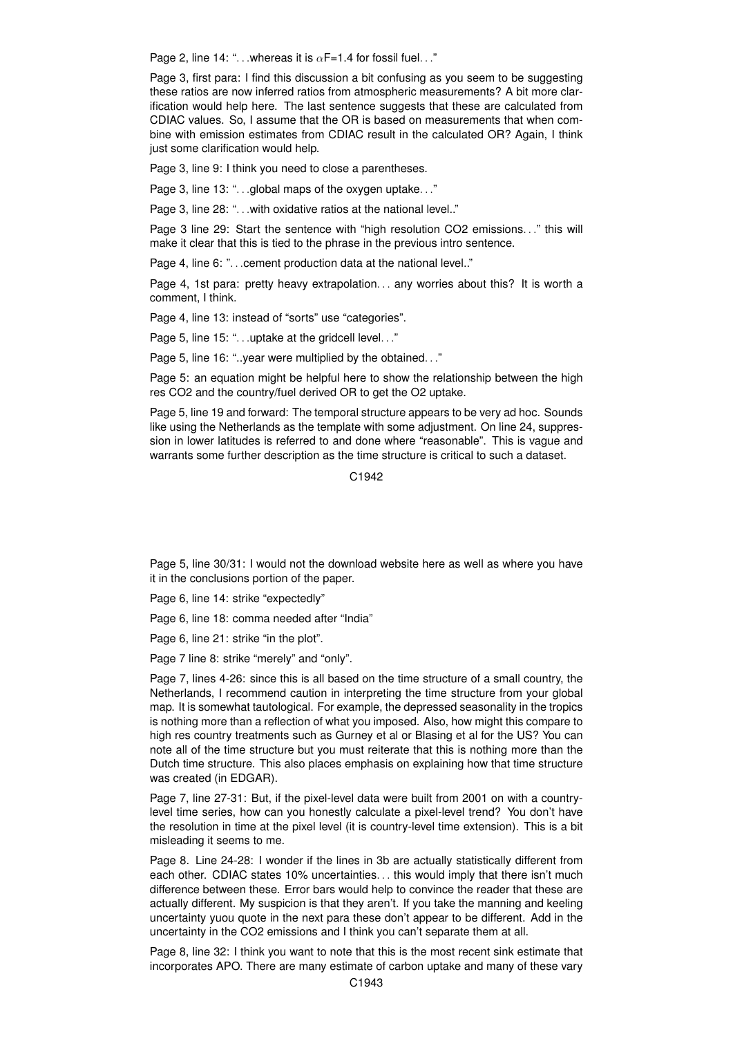Page 2, line 14: "…whereas it is $\alpha$F=1.4 for fossil fuel…"

Page 3, first para: I find this discussion a bit confusing as you seem to be suggesting these ratios are now inferred ratios from atmospheric measurements? A bit more clarification would help here. The last sentence suggests that these are calculated from CDIAC values. So, I assume that the OR is based on measurements that when combine with emission estimates from CDIAC result in the calculated OR? Again, I think just some clarification would help.

Page 3, line 9: I think you need to close a parentheses.

Page 3, line 13: "…global maps of the oxygen uptake…"

Page 3, line 28: "…with oxidative ratios at the national level.."

Page 3 line 29: Start the sentence with "high resolution CO2 emissions…" this will make it clear that this is tied to the phrase in the previous intro sentence.

Page 4, line 6: "…cement production data at the national level.."

Page 4, 1st para: pretty heavy extrapolation… any worries about this? It is worth a comment, I think.

Page 4, line 13: instead of "sorts" use "categories".

Page 5, line 15: "…uptake at the gridcell level…"

Page 5, line 16: "..year were multiplied by the obtained…"

Page 5: an equation might be helpful here to show the relationship between the high res CO2 and the country/fuel derived OR to get the O2 uptake.

Page 5, line 19 and forward: The temporal structure appears to be very ad hoc. Sounds like using the Netherlands as the template with some adjustment. On line 24, suppression in lower latitudes is referred to and done where "reasonable". This is vague and warrants some further description as the time structure is critical to such a dataset.

Page 5, line 30/31: I would not the download website here as well as where you have it in the conclusions portion of the paper.

Page 6, line 14: strike "expectedly"

Page 6, line 18: comma needed after "India"

Page 6, line 21: strike "in the plot".

Page 7 line 8: strike "merely" and "only".

Page 7, lines 4-26: since this is all based on the time structure of a small country, the Netherlands, I recommend caution in interpreting the time structure from your global map. It is somewhat tautological. For example, the depressed seasonality in the tropics is nothing more than a reflection of what you imposed. Also, how might this compare to high res country treatments such as Gurney et al or Blasing et al for the US? You can note all of the time structure but you must reiterate that this is nothing more than the Dutch time structure. This also places emphasis on explaining how that time structure was created (in EDGAR).

Page 7, line 27-31: But, if the pixel-level data were built from 2001 on with a country-level time series, how can you honestly calculate a pixel-level trend? You don't have the resolution in time at the pixel level (it is country-level time extension). This is a bit misleading it seems to me.

Page 8. Line 24-28: I wonder if the lines in 3b are actually statistically different from each other. CDIAC states 10% uncertainties… this would imply that there isn't much difference between these. Error bars would help to convince the reader that these are actually different. My suspicion is that they aren't. If you take the manning and keeling uncertainty yuou quote in the next para these don't appear to be different. Add in the uncertainty in the CO2 emissions and I think you can't separate them at all.

Page 8, line 32: I think you want to note that this is the most recent sink estimate that incorporates APO. There are many estimate of carbon uptake and many of these vary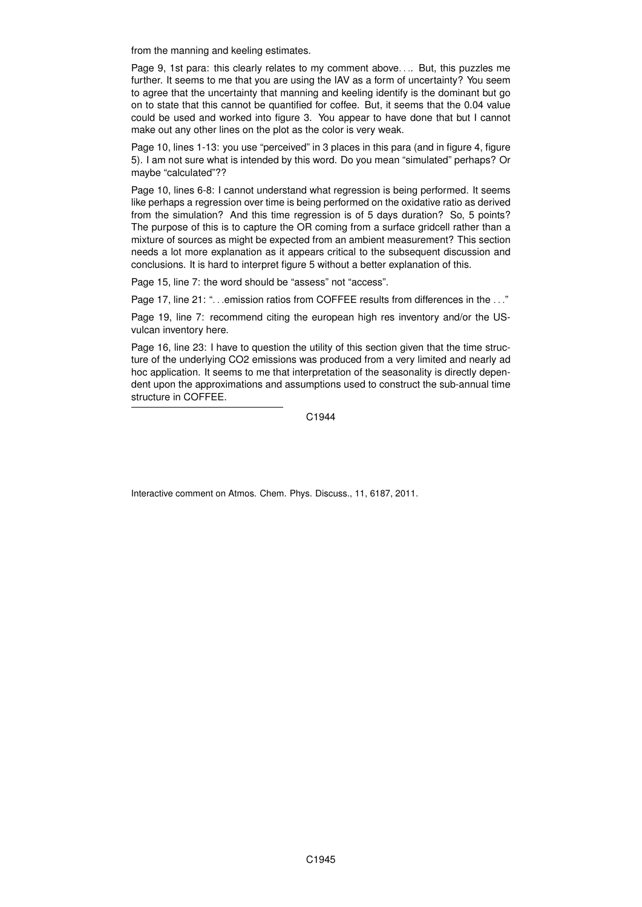from the manning and keeling estimates.

Page 9, 1st para: this clearly relates to my comment above.... But, this puzzles me further. It seems to me that you are using the IAV as a form of uncertainty? You seem to agree that the uncertainty that manning and keeling identify is the dominant but go on to state that this cannot be quantified for coffee. But, it seems that the 0.04 value could be used and worked into figure 3. You appear to have done that but I cannot make out any other lines on the plot as the color is very weak.

Page 10, lines 1-13: you use "perceived" in 3 places in this para (and in figure 4, figure 5). I am not sure what is intended by this word. Do you mean "simulated" perhaps? Or maybe "calculated"??

Page 10, lines 6-8: I cannot understand what regression is being performed. It seems like perhaps a regression over time is being performed on the oxidative ratio as derived from the simulation? And this time regression is of 5 days duration? So, 5 points? The purpose of this is to capture the OR coming from a surface gridcell rather than a mixture of sources as might be expected from an ambient measurement? This section needs a lot more explanation as it appears critical to the subsequent discussion and conclusions. It is hard to interpret figure 5 without a better explanation of this.

Page 15, line 7: the word should be "assess" not "access".

Page 17, line 21: "...emission ratios from COFFEE results from differences in the ..."

Page 19, line 7: recommend citing the european high res inventory and/or the US-vulcan inventory here.

Page 16, line 23: I have to question the utility of this section given that the time structure of the underlying $CO_2$ emissions was produced from a very limited and nearly ad hoc application. It seems to me that interpretation of the seasonality is directly dependent upon the approximations and assumptions used to construct the sub-annual time structure in COFFEE.

Interactive comment on Atmos. Chem. Phys. Discuss., 11, 6187, 2011.